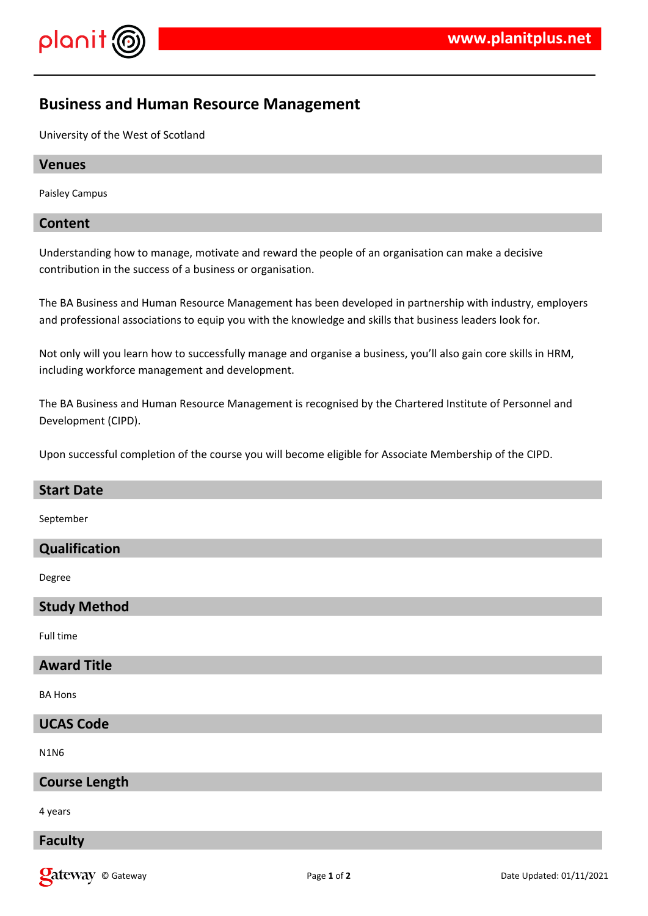# Business and Human Resource Management

University of the West of Scotland

## Venues

Paisley Campus

## Content

Understanding how to manage, motivate and reward the people of an organisation can make a decisive contribution in the success of a business or organisation.

The BA Business and Human Resource Management has been developed in partnership with industry, employers and professional associations to equip you with the knowledge and skills that business leaders look for.

Not only will you learn how to successfully manage and organise a business, you'll also gain core skills in HRM, including workforce management and development.

The BA Business and Human Resource Management is recognised by the Chartered Institute of Personnel and Development (CIPD).

Upon successful completion of the course you will become eligible for Associate Membership of the CIPD.

## Start Date

September

## Qualification

Degree

## Study Method

Full time

## Award Title

BA Hons

## UCAS Code

N1N6

## Course Length

4 years

## Faculty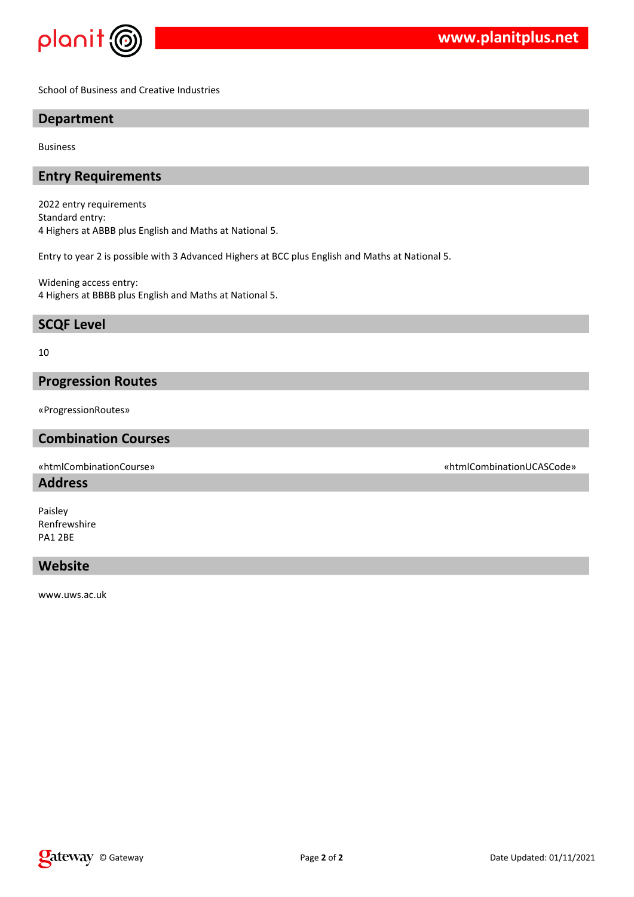School of Business and Creative Industries

## Department

Business

## Entry Requirements

2022 entry requirements
Standard entry:
4 Highers at ABBB plus English and Maths at National 5.

Entry to year 2 is possible with 3 Advanced Highers at BCC plus English and Maths at National 5.

Widening access entry:
4 Highers at BBBB plus English and Maths at National 5.

## SCQF Level

10

## Progression Routes

«ProgressionRoutes»

## Combination Courses

«htmlCombinationCourse» «htmlCombinationUCASCode»

## Address

Paisley
Renfrewshire
PA1 2BE

## Website

www.uws.ac.uk